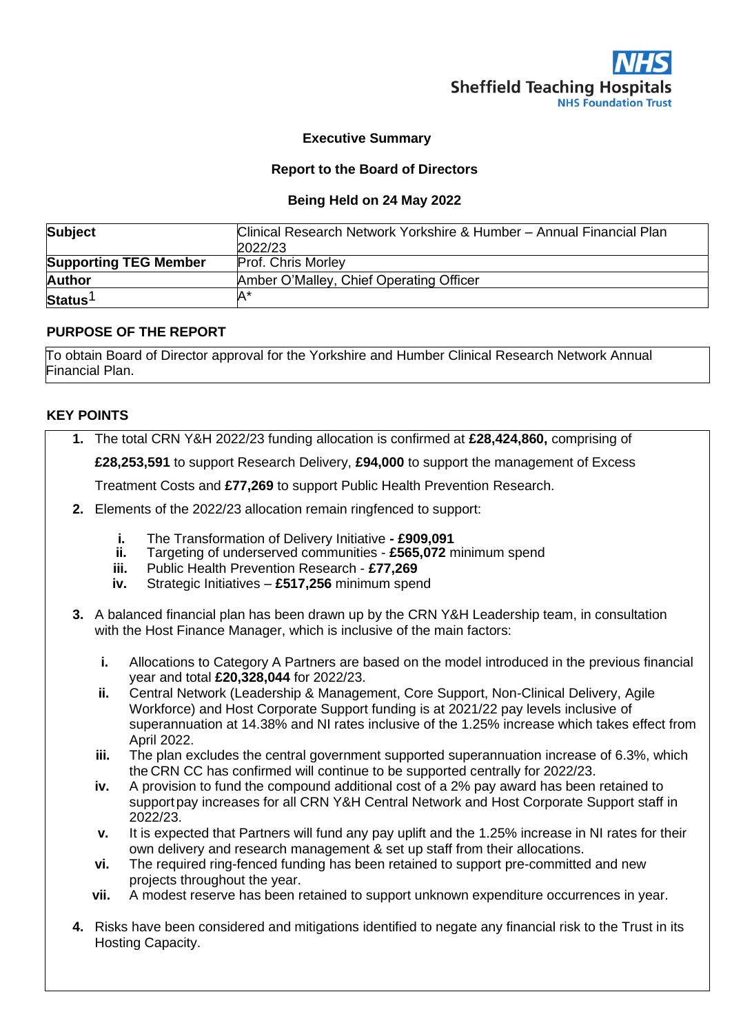NHS Sheffield Teaching Hospitals NHS Foundation Trust

**Executive Summary**

**Report to the Board of Directors**

**Being Held on 24 May 2022**

| | |
|---|---|
| **Subject** | Clinical Research Network Yorkshire & Humber – Annual Financial Plan 2022/23 |
| **Supporting TEG Member** | Prof. Chris Morley |
| **Author** | Amber O'Malley, Chief Operating Officer |
| **Status**[1] | A* |

## PURPOSE OF THE REPORT

To obtain Board of Director approval for the Yorkshire and Humber Clinical Research Network Annual Financial Plan.

## KEY POINTS

1. The total CRN Y&H 2022/23 funding allocation is confirmed at **£28,424,860,** comprising of **£28,253,591** to support Research Delivery, **£94,000** to support the management of Excess Treatment Costs and **£77,269** to support Public Health Prevention Research.

2. Elements of the 2022/23 allocation remain ringfenced to support:

   i. The Transformation of Delivery Initiative **- £909,091**
   ii. Targeting of underserved communities - **£565,072** minimum spend
   iii. Public Health Prevention Research - **£77,269**
   iv. Strategic Initiatives – **£517,256** minimum spend

3. A balanced financial plan has been drawn up by the CRN Y&H Leadership team, in consultation with the Host Finance Manager, which is inclusive of the main factors:

   i. Allocations to Category A Partners are based on the model introduced in the previous financial year and total **£20,328,044** for 2022/23.
   ii. Central Network (Leadership & Management, Core Support, Non-Clinical Delivery, Agile Workforce) and Host Corporate Support funding is at 2021/22 pay levels inclusive of superannuation at 14.38% and NI rates inclusive of the 1.25% increase which takes effect from April 2022.
   iii. The plan excludes the central government supported superannuation increase of 6.3%, which the CRN CC has confirmed will continue to be supported centrally for 2022/23.
   iv. A provision to fund the compound additional cost of a 2% pay award has been retained to support pay increases for all CRN Y&H Central Network and Host Corporate Support staff in 2022/23.
   v. It is expected that Partners will fund any pay uplift and the 1.25% increase in NI rates for their own delivery and research management & set up staff from their allocations.
   vi. The required ring-fenced funding has been retained to support pre-committed and new projects throughout the year.
   vii. A modest reserve has been retained to support unknown expenditure occurrences in year.

4. Risks have been considered and mitigations identified to negate any financial risk to the Trust in its Hosting Capacity.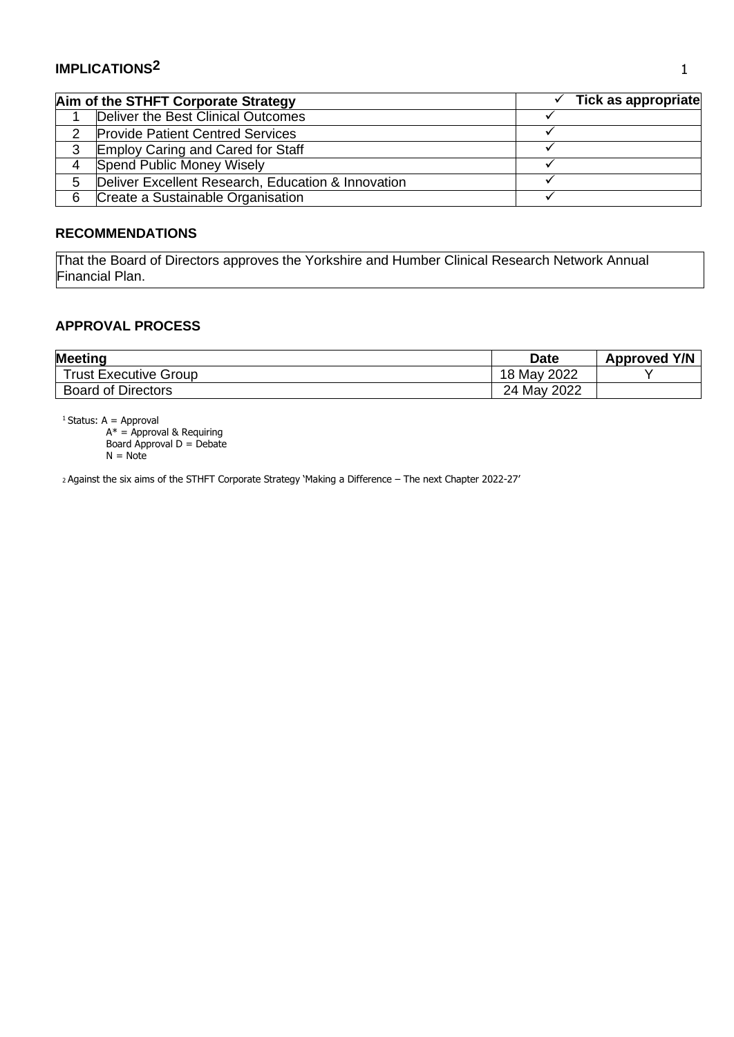## IMPLICATIONS[2]

| Aim of the STHFT Corporate Strategy | | ✓ Tick as appropriate |
|---|---|---|
| 1 | Deliver the Best Clinical Outcomes | ✓ |
| 2 | Provide Patient Centred Services | ✓ |
| 3 | Employ Caring and Cared for Staff | ✓ |
| 4 | Spend Public Money Wisely | ✓ |
| 5 | Deliver Excellent Research, Education & Innovation | ✓ |
| 6 | Create a Sustainable Organisation | ✓ |

## RECOMMENDATIONS

That the Board of Directors approves the Yorkshire and Humber Clinical Research Network Annual Financial Plan.

## APPROVAL PROCESS

| Meeting | Date | Approved Y/N |
|---|---|---|
| Trust Executive Group | 18 May 2022 | Y |
| Board of Directors | 24 May 2022 | |

[1] Status: A = Approval
A* = Approval & Requiring
Board Approval D = Debate
N = Note

[2] Against the six aims of the STHFT Corporate Strategy 'Making a Difference – The next Chapter 2022-27'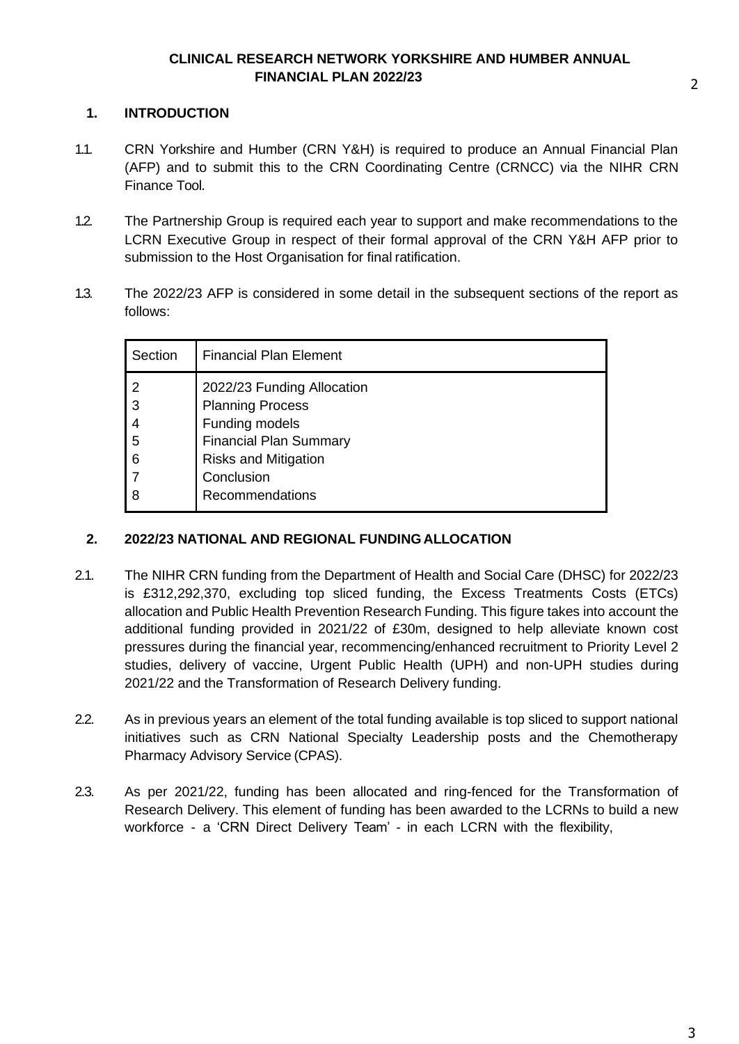**CLINICAL RESEARCH NETWORK YORKSHIRE AND HUMBER ANNUAL FINANCIAL PLAN 2022/23**

## 1. INTRODUCTION

1.1. CRN Yorkshire and Humber (CRN Y&H) is required to produce an Annual Financial Plan (AFP) and to submit this to the CRN Coordinating Centre (CRNCC) via the NIHR CRN Finance Tool.

1.2. The Partnership Group is required each year to support and make recommendations to the LCRN Executive Group in respect of their formal approval of the CRN Y&H AFP prior to submission to the Host Organisation for final ratification.

1.3. The 2022/23 AFP is considered in some detail in the subsequent sections of the report as follows:

| Section | Financial Plan Element |
|---|---|
| 2 | 2022/23 Funding Allocation |
| 3 | Planning Process |
| 4 | Funding models |
| 5 | Financial Plan Summary |
| 6 | Risks and Mitigation |
| 7 | Conclusion |
| 8 | Recommendations |

## 2. 2022/23 NATIONAL AND REGIONAL FUNDING ALLOCATION

2.1. The NIHR CRN funding from the Department of Health and Social Care (DHSC) for 2022/23 is £312,292,370, excluding top sliced funding, the Excess Treatments Costs (ETCs) allocation and Public Health Prevention Research Funding. This figure takes into account the additional funding provided in 2021/22 of £30m, designed to help alleviate known cost pressures during the financial year, recommencing/enhanced recruitment to Priority Level 2 studies, delivery of vaccine, Urgent Public Health (UPH) and non-UPH studies during 2021/22 and the Transformation of Research Delivery funding.

2.2. As in previous years an element of the total funding available is top sliced to support national initiatives such as CRN National Specialty Leadership posts and the Chemotherapy Pharmacy Advisory Service (CPAS).

2.3. As per 2021/22, funding has been allocated and ring-fenced for the Transformation of Research Delivery. This element of funding has been awarded to the LCRNs to build a new workforce - a 'CRN Direct Delivery Team' - in each LCRN with the flexibility,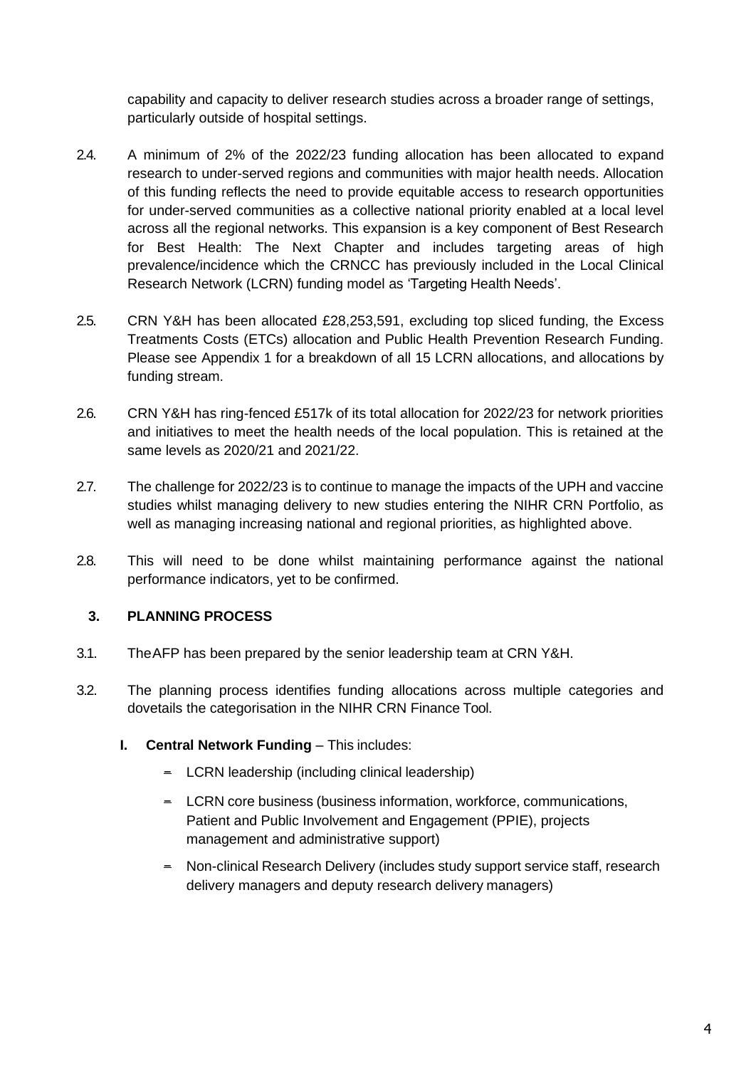capability and capacity to deliver research studies across a broader range of settings, particularly outside of hospital settings.

2.4. A minimum of 2% of the 2022/23 funding allocation has been allocated to expand research to under-served regions and communities with major health needs. Allocation of this funding reflects the need to provide equitable access to research opportunities for under-served communities as a collective national priority enabled at a local level across all the regional networks. This expansion is a key component of Best Research for Best Health: The Next Chapter and includes targeting areas of high prevalence/incidence which the CRNCC has previously included in the Local Clinical Research Network (LCRN) funding model as 'Targeting Health Needs'.

2.5. CRN Y&H has been allocated £28,253,591, excluding top sliced funding, the Excess Treatments Costs (ETCs) allocation and Public Health Prevention Research Funding. Please see Appendix 1 for a breakdown of all 15 LCRN allocations, and allocations by funding stream.

2.6. CRN Y&H has ring-fenced £517k of its total allocation for 2022/23 for network priorities and initiatives to meet the health needs of the local population. This is retained at the same levels as 2020/21 and 2021/22.

2.7. The challenge for 2022/23 is to continue to manage the impacts of the UPH and vaccine studies whilst managing delivery to new studies entering the NIHR CRN Portfolio, as well as managing increasing national and regional priorities, as highlighted above.

2.8. This will need to be done whilst maintaining performance against the national performance indicators, yet to be confirmed.

## 3. PLANNING PROCESS

3.1. The AFP has been prepared by the senior leadership team at CRN Y&H.

3.2. The planning process identifies funding allocations across multiple categories and dovetails the categorisation in the NIHR CRN Finance Tool.

**I. Central Network Funding** – This includes:

- LCRN leadership (including clinical leadership)
- LCRN core business (business information, workforce, communications, Patient and Public Involvement and Engagement (PPIE), projects management and administrative support)
- Non-clinical Research Delivery (includes study support service staff, research delivery managers and deputy research delivery managers)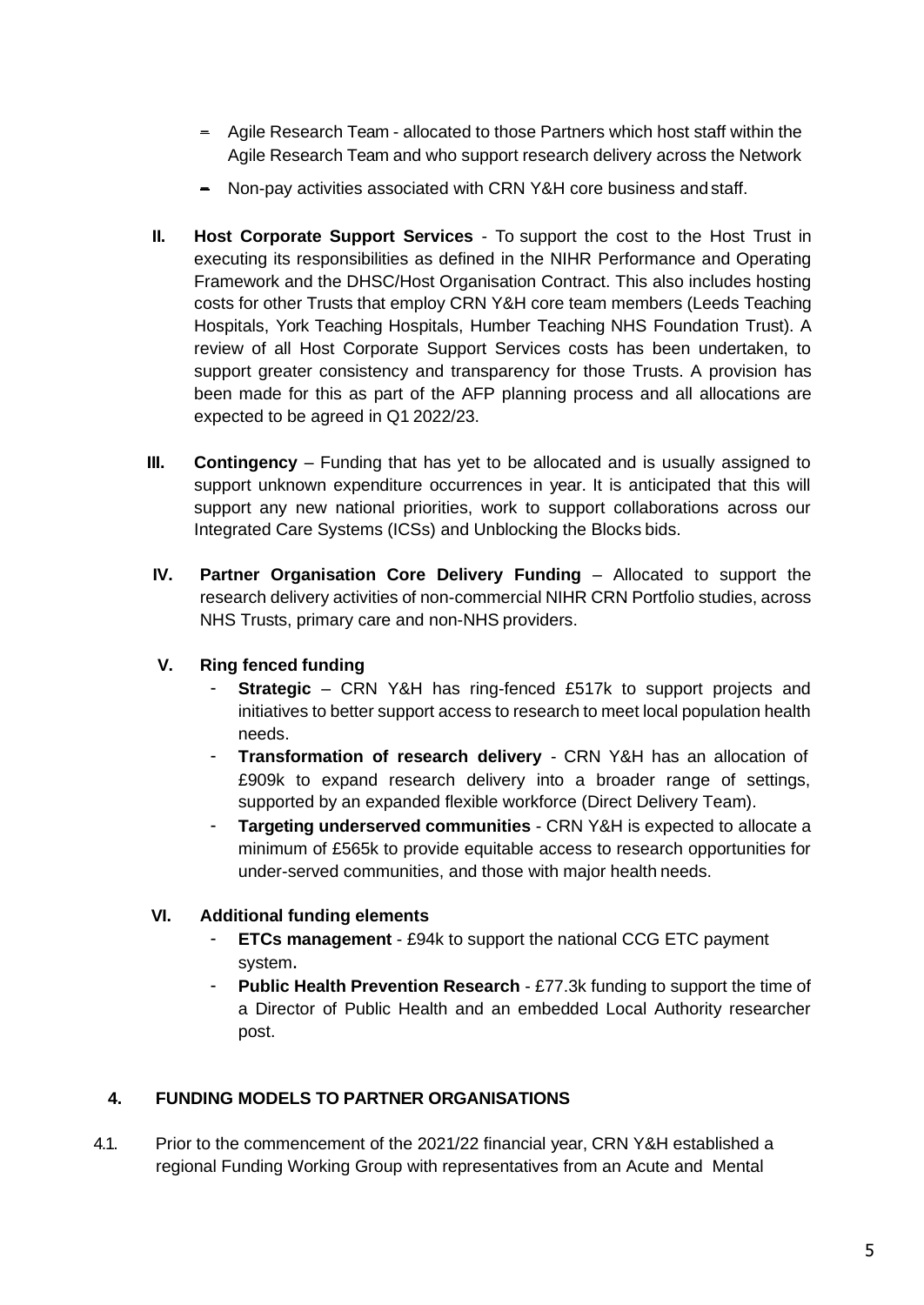- Agile Research Team - allocated to those Partners which host staff within the Agile Research Team and who support research delivery across the Network
- Non-pay activities associated with CRN Y&H core business and staff.

**II.** **Host Corporate Support Services** - To support the cost to the Host Trust in executing its responsibilities as defined in the NIHR Performance and Operating Framework and the DHSC/Host Organisation Contract. This also includes hosting costs for other Trusts that employ CRN Y&H core team members (Leeds Teaching Hospitals, York Teaching Hospitals, Humber Teaching NHS Foundation Trust). A review of all Host Corporate Support Services costs has been undertaken, to support greater consistency and transparency for those Trusts. A provision has been made for this as part of the AFP planning process and all allocations are expected to be agreed in Q1 2022/23.

**III.** **Contingency** – Funding that has yet to be allocated and is usually assigned to support unknown expenditure occurrences in year. It is anticipated that this will support any new national priorities, work to support collaborations across our Integrated Care Systems (ICSs) and Unblocking the Blocks bids.

**IV.** **Partner Organisation Core Delivery Funding** – Allocated to support the research delivery activities of non-commercial NIHR CRN Portfolio studies, across NHS Trusts, primary care and non-NHS providers.

**V.** **Ring fenced funding**

- **Strategic** – CRN Y&H has ring-fenced £517k to support projects and initiatives to better support access to research to meet local population health needs.
- **Transformation of research delivery** - CRN Y&H has an allocation of £909k to expand research delivery into a broader range of settings, supported by an expanded flexible workforce (Direct Delivery Team).
- **Targeting underserved communities** - CRN Y&H is expected to allocate a minimum of £565k to provide equitable access to research opportunities for under-served communities, and those with major health needs.

**VI.** **Additional funding elements**

- **ETCs management** - £94k to support the national CCG ETC payment system.
- **Public Health Prevention Research** - £77.3k funding to support the time of a Director of Public Health and an embedded Local Authority researcher post.

## 4. FUNDING MODELS TO PARTNER ORGANISATIONS

4.1. Prior to the commencement of the 2021/22 financial year, CRN Y&H established a regional Funding Working Group with representatives from an Acute and Mental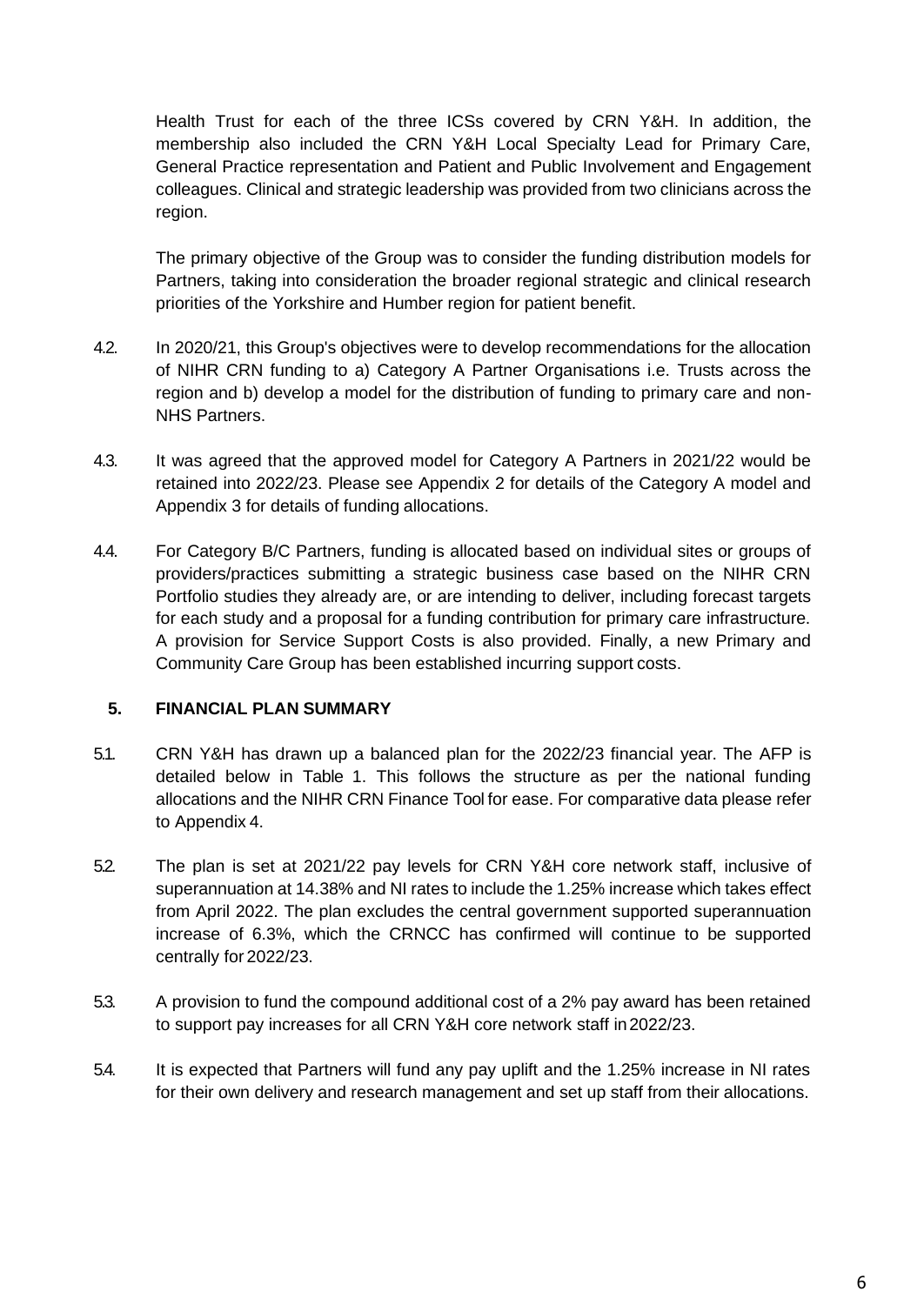Health Trust for each of the three ICSs covered by CRN Y&H. In addition, the membership also included the CRN Y&H Local Specialty Lead for Primary Care, General Practice representation and Patient and Public Involvement and Engagement colleagues. Clinical and strategic leadership was provided from two clinicians across the region.

The primary objective of the Group was to consider the funding distribution models for Partners, taking into consideration the broader regional strategic and clinical research priorities of the Yorkshire and Humber region for patient benefit.

4.2. In 2020/21, this Group's objectives were to develop recommendations for the allocation of NIHR CRN funding to a) Category A Partner Organisations i.e. Trusts across the region and b) develop a model for the distribution of funding to primary care and non-NHS Partners.

4.3. It was agreed that the approved model for Category A Partners in 2021/22 would be retained into 2022/23. Please see Appendix 2 for details of the Category A model and Appendix 3 for details of funding allocations.

4.4. For Category B/C Partners, funding is allocated based on individual sites or groups of providers/practices submitting a strategic business case based on the NIHR CRN Portfolio studies they already are, or are intending to deliver, including forecast targets for each study and a proposal for a funding contribution for primary care infrastructure. A provision for Service Support Costs is also provided. Finally, a new Primary and Community Care Group has been established incurring support costs.

## 5. FINANCIAL PLAN SUMMARY

5.1. CRN Y&H has drawn up a balanced plan for the 2022/23 financial year. The AFP is detailed below in Table 1. This follows the structure as per the national funding allocations and the NIHR CRN Finance Tool for ease. For comparative data please refer to Appendix 4.

5.2. The plan is set at 2021/22 pay levels for CRN Y&H core network staff, inclusive of superannuation at 14.38% and NI rates to include the 1.25% increase which takes effect from April 2022. The plan excludes the central government supported superannuation increase of 6.3%, which the CRNCC has confirmed will continue to be supported centrally for 2022/23.

5.3. A provision to fund the compound additional cost of a 2% pay award has been retained to support pay increases for all CRN Y&H core network staff in 2022/23.

5.4. It is expected that Partners will fund any pay uplift and the 1.25% increase in NI rates for their own delivery and research management and set up staff from their allocations.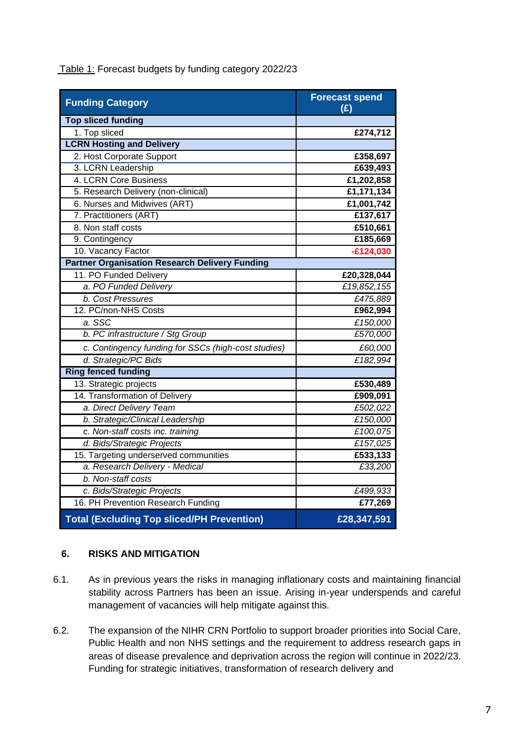Table 1: Forecast budgets by funding category 2022/23

| Funding Category | Forecast spend (£) |
|---|---|
| **Top sliced funding** | |
| 1. Top sliced | **£274,712** |
| **LCRN Hosting and Delivery** | |
| 2. Host Corporate Support | **£358,697** |
| 3. LCRN Leadership | **£639,493** |
| 4. LCRN Core Business | **£1,202,858** |
| 5. Research Delivery (non-clinical) | **£1,171,134** |
| 6. Nurses and Midwives (ART) | **£1,001,742** |
| 7. Practitioners (ART) | **£137,617** |
| 8. Non staff costs | **£510,661** |
| 9. Contingency | **£185,669** |
| 10. Vacancy Factor | **-£124,030** |
| **Partner Organisation Research Delivery Funding** | |
| 11. PO Funded Delivery | **£20,328,044** |
| *a. PO Funded Delivery* | *£19,852,155* |
| *b. Cost Pressures* | *£475,889* |
| 12. PC/non-NHS Costs | **£962,994** |
| *a. SSC* | *£150,000* |
| *b. PC infrastructure / Stg Group* | *£570,000* |
| *c. Contingency funding for SSCs (high-cost studies)* | *£60,000* |
| *d. Strategic/PC Bids* | *£182,994* |
| **Ring fenced funding** | |
| 13. Strategic projects | **£530,489** |
| 14. Transformation of Delivery | **£909,091** |
| *a. Direct Delivery Team* | *£502,022* |
| *b. Strategic/Clinical Leadership* | *£150,000* |
| *c. Non-staff costs inc. training* | *£100,075* |
| *d. Bids/Strategic Projects* | *£157,025* |
| 15. Targeting underserved communities | **£533,133** |
| *a. Research Delivery - Medical* | *£33,200* |
| *b. Non-staff costs* | |
| *c. Bids/Strategic Projects* | *£499,933* |
| 16. PH Prevention Research Funding | **£77,269** |
| **Total (Excluding Top sliced/PH Prevention)** | **£28,347,591** |

## 6. RISKS AND MITIGATION

6.1. As in previous years the risks in managing inflationary costs and maintaining financial stability across Partners has been an issue. Arising in-year underspends and careful management of vacancies will help mitigate against this.

6.2. The expansion of the NIHR CRN Portfolio to support broader priorities into Social Care, Public Health and non NHS settings and the requirement to address research gaps in areas of disease prevalence and deprivation across the region will continue in 2022/23. Funding for strategic initiatives, transformation of research delivery and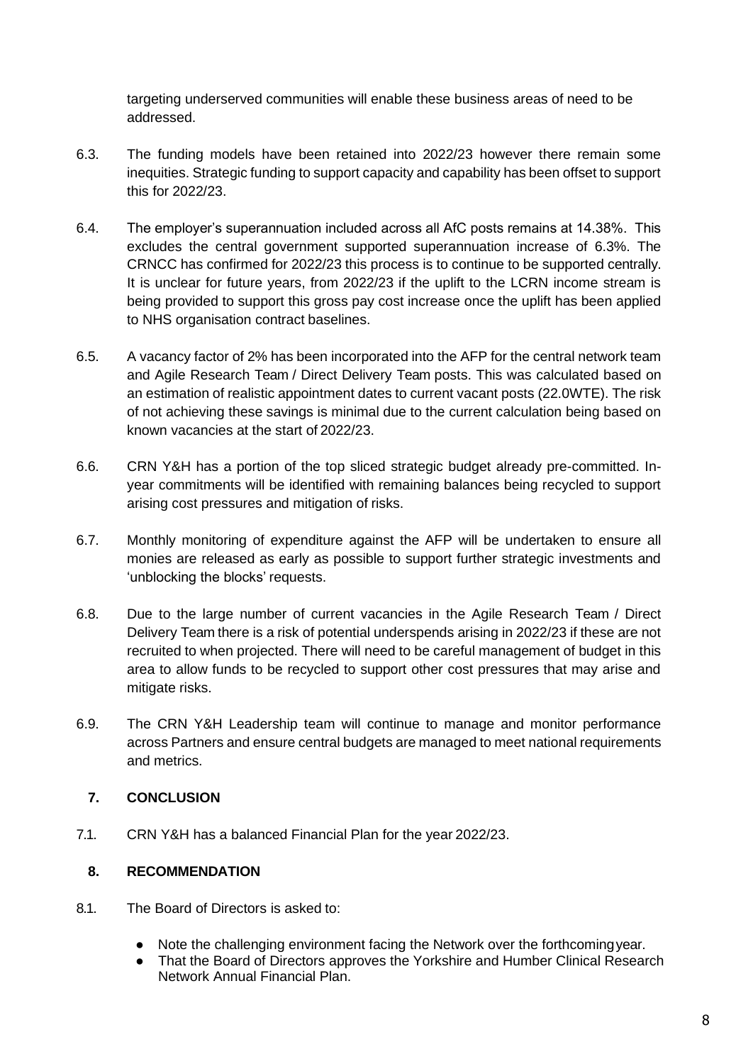targeting underserved communities will enable these business areas of need to be addressed.

6.3. The funding models have been retained into 2022/23 however there remain some inequities. Strategic funding to support capacity and capability has been offset to support this for 2022/23.

6.4. The employer's superannuation included across all AfC posts remains at 14.38%. This excludes the central government supported superannuation increase of 6.3%. The CRNCC has confirmed for 2022/23 this process is to continue to be supported centrally. It is unclear for future years, from 2022/23 if the uplift to the LCRN income stream is being provided to support this gross pay cost increase once the uplift has been applied to NHS organisation contract baselines.

6.5. A vacancy factor of 2% has been incorporated into the AFP for the central network team and Agile Research Team / Direct Delivery Team posts. This was calculated based on an estimation of realistic appointment dates to current vacant posts (22.0WTE). The risk of not achieving these savings is minimal due to the current calculation being based on known vacancies at the start of 2022/23.

6.6. CRN Y&H has a portion of the top sliced strategic budget already pre-committed. In-year commitments will be identified with remaining balances being recycled to support arising cost pressures and mitigation of risks.

6.7. Monthly monitoring of expenditure against the AFP will be undertaken to ensure all monies are released as early as possible to support further strategic investments and 'unblocking the blocks' requests.

6.8. Due to the large number of current vacancies in the Agile Research Team / Direct Delivery Team there is a risk of potential underspends arising in 2022/23 if these are not recruited to when projected. There will need to be careful management of budget in this area to allow funds to be recycled to support other cost pressures that may arise and mitigate risks.

6.9. The CRN Y&H Leadership team will continue to manage and monitor performance across Partners and ensure central budgets are managed to meet national requirements and metrics.

## 7. CONCLUSION

7.1. CRN Y&H has a balanced Financial Plan for the year 2022/23.

## 8. RECOMMENDATION

8.1. The Board of Directors is asked to:

- Note the challenging environment facing the Network over the forthcoming year.
- That the Board of Directors approves the Yorkshire and Humber Clinical Research Network Annual Financial Plan.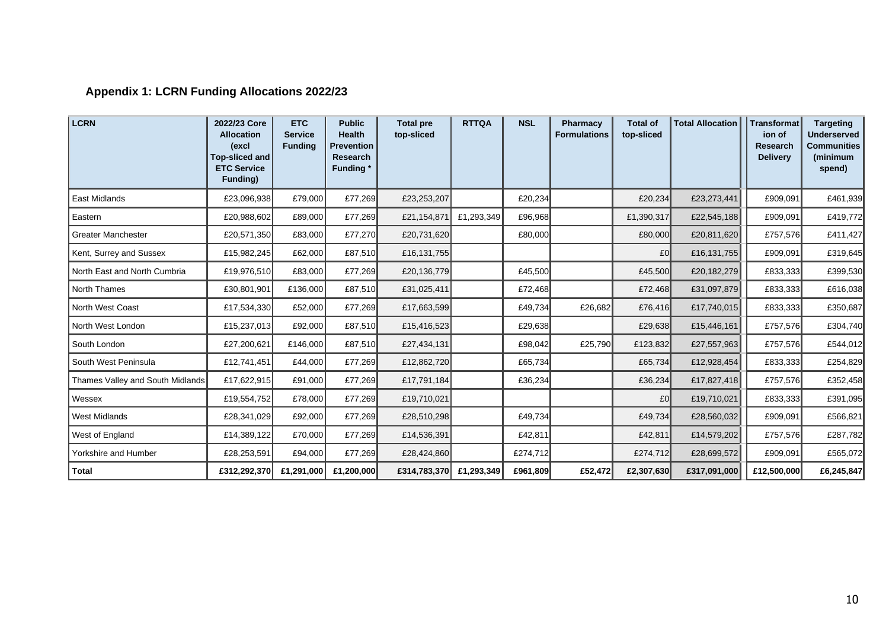## Appendix 1: LCRN Funding Allocations 2022/23

| LCRN | 2022/23 Core Allocation (excl Top-sliced and ETC Service Funding) | ETC Service Funding | Public Health Prevention Research Funding * | Total pre top-sliced | RTTQA | NSL | Pharmacy Formulations | Total of top-sliced | Total Allocation | Transformation of Research Delivery | Targeting Underserved Communities (minimum spend) |
|---|---|---|---|---|---|---|---|---|---|---|---|
| East Midlands | £23,096,938 | £79,000 | £77,269 | £23,253,207 | | £20,234 | | £20,234 | £23,273,441 | £909,091 | £461,939 |
| Eastern | £20,988,602 | £89,000 | £77,269 | £21,154,871 | £1,293,349 | £96,968 | | £1,390,317 | £22,545,188 | £909,091 | £419,772 |
| Greater Manchester | £20,571,350 | £83,000 | £77,270 | £20,731,620 | | £80,000 | | £80,000 | £20,811,620 | £757,576 | £411,427 |
| Kent, Surrey and Sussex | £15,982,245 | £62,000 | £87,510 | £16,131,755 | | | | £0 | £16,131,755 | £909,091 | £319,645 |
| North East and North Cumbria | £19,976,510 | £83,000 | £77,269 | £20,136,779 | | £45,500 | | £45,500 | £20,182,279 | £833,333 | £399,530 |
| North Thames | £30,801,901 | £136,000 | £87,510 | £31,025,411 | | £72,468 | | £72,468 | £31,097,879 | £833,333 | £616,038 |
| North West Coast | £17,534,330 | £52,000 | £77,269 | £17,663,599 | | £49,734 | £26,682 | £76,416 | £17,740,015 | £833,333 | £350,687 |
| North West London | £15,237,013 | £92,000 | £87,510 | £15,416,523 | | £29,638 | | £29,638 | £15,446,161 | £757,576 | £304,740 |
| South London | £27,200,621 | £146,000 | £87,510 | £27,434,131 | | £98,042 | £25,790 | £123,832 | £27,557,963 | £757,576 | £544,012 |
| South West Peninsula | £12,741,451 | £44,000 | £77,269 | £12,862,720 | | £65,734 | | £65,734 | £12,928,454 | £833,333 | £254,829 |
| Thames Valley and South Midlands | £17,622,915 | £91,000 | £77,269 | £17,791,184 | | £36,234 | | £36,234 | £17,827,418 | £757,576 | £352,458 |
| Wessex | £19,554,752 | £78,000 | £77,269 | £19,710,021 | | | | £0 | £19,710,021 | £833,333 | £391,095 |
| West Midlands | £28,341,029 | £92,000 | £77,269 | £28,510,298 | | £49,734 | | £49,734 | £28,560,032 | £909,091 | £566,821 |
| West of England | £14,389,122 | £70,000 | £77,269 | £14,536,391 | | £42,811 | | £42,811 | £14,579,202 | £757,576 | £287,782 |
| Yorkshire and Humber | £28,253,591 | £94,000 | £77,269 | £28,424,860 | | £274,712 | | £274,712 | £28,699,572 | £909,091 | £565,072 |
| **Total** | **£312,292,370** | **£1,291,000** | **£1,200,000** | **£314,783,370** | **£1,293,349** | **£961,809** | **£52,472** | **£2,307,630** | **£317,091,000** | **£12,500,000** | **£6,245,847** |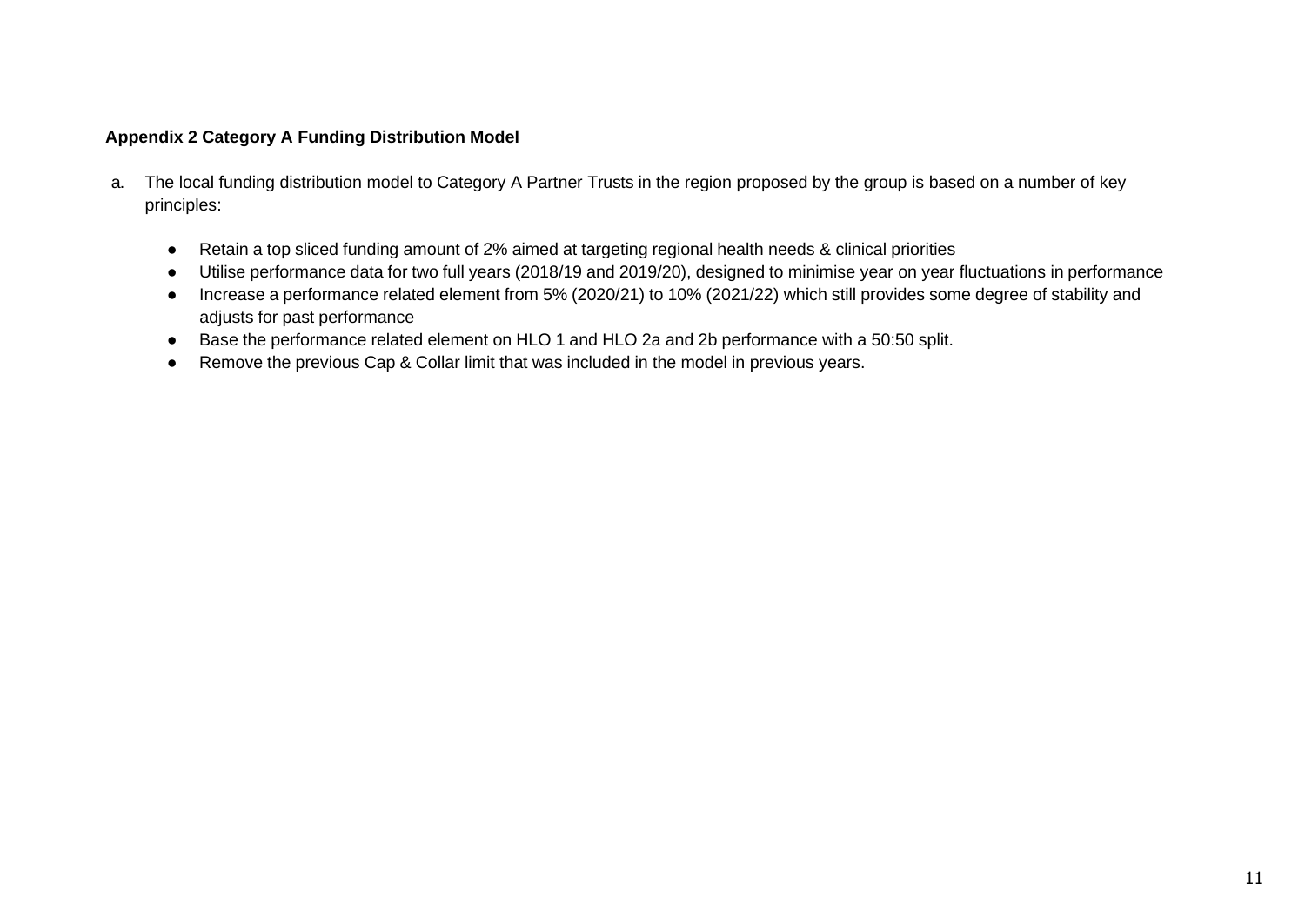**Appendix 2 Category A Funding Distribution Model**

a. The local funding distribution model to Category A Partner Trusts in the region proposed by the group is based on a number of key principles:

- Retain a top sliced funding amount of 2% aimed at targeting regional health needs & clinical priorities
- Utilise performance data for two full years (2018/19 and 2019/20), designed to minimise year on year fluctuations in performance
- Increase a performance related element from 5% (2020/21) to 10% (2021/22) which still provides some degree of stability and adjusts for past performance
- Base the performance related element on HLO 1 and HLO 2a and 2b performance with a 50:50 split.
- Remove the previous Cap & Collar limit that was included in the model in previous years.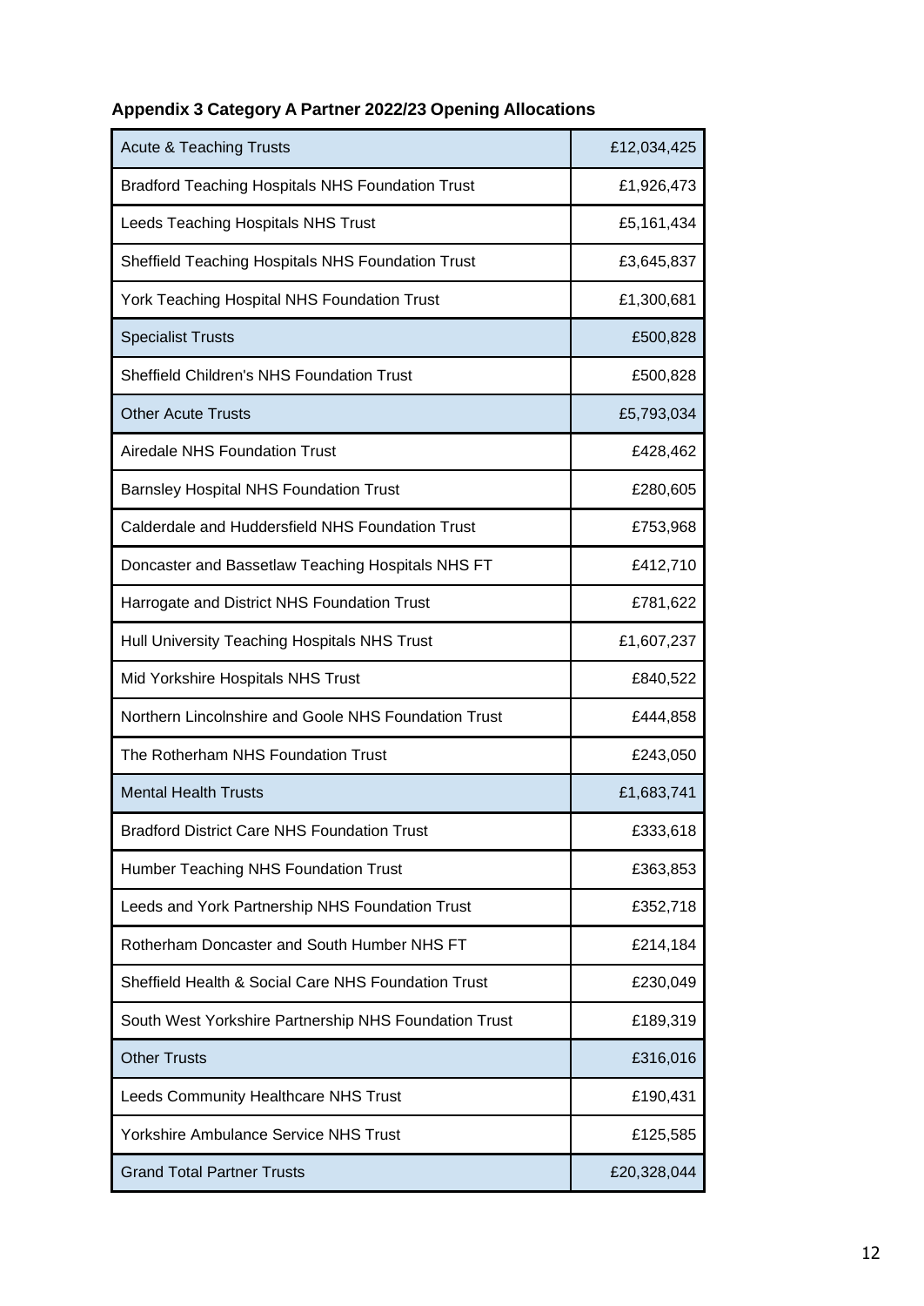**Appendix 3 Category A Partner 2022/23 Opening Allocations**

| Acute & Teaching Trusts | £12,034,425 |
|---|---|
| Bradford Teaching Hospitals NHS Foundation Trust | £1,926,473 |
| Leeds Teaching Hospitals NHS Trust | £5,161,434 |
| Sheffield Teaching Hospitals NHS Foundation Trust | £3,645,837 |
| York Teaching Hospital NHS Foundation Trust | £1,300,681 |
| Specialist Trusts | £500,828 |
| Sheffield Children's NHS Foundation Trust | £500,828 |
| Other Acute Trusts | £5,793,034 |
| Airedale NHS Foundation Trust | £428,462 |
| Barnsley Hospital NHS Foundation Trust | £280,605 |
| Calderdale and Huddersfield NHS Foundation Trust | £753,968 |
| Doncaster and Bassetlaw Teaching Hospitals NHS FT | £412,710 |
| Harrogate and District NHS Foundation Trust | £781,622 |
| Hull University Teaching Hospitals NHS Trust | £1,607,237 |
| Mid Yorkshire Hospitals NHS Trust | £840,522 |
| Northern Lincolnshire and Goole NHS Foundation Trust | £444,858 |
| The Rotherham NHS Foundation Trust | £243,050 |
| Mental Health Trusts | £1,683,741 |
| Bradford District Care NHS Foundation Trust | £333,618 |
| Humber Teaching NHS Foundation Trust | £363,853 |
| Leeds and York Partnership NHS Foundation Trust | £352,718 |
| Rotherham Doncaster and South Humber NHS FT | £214,184 |
| Sheffield Health & Social Care NHS Foundation Trust | £230,049 |
| South West Yorkshire Partnership NHS Foundation Trust | £189,319 |
| Other Trusts | £316,016 |
| Leeds Community Healthcare NHS Trust | £190,431 |
| Yorkshire Ambulance Service NHS Trust | £125,585 |
| Grand Total Partner Trusts | £20,328,044 |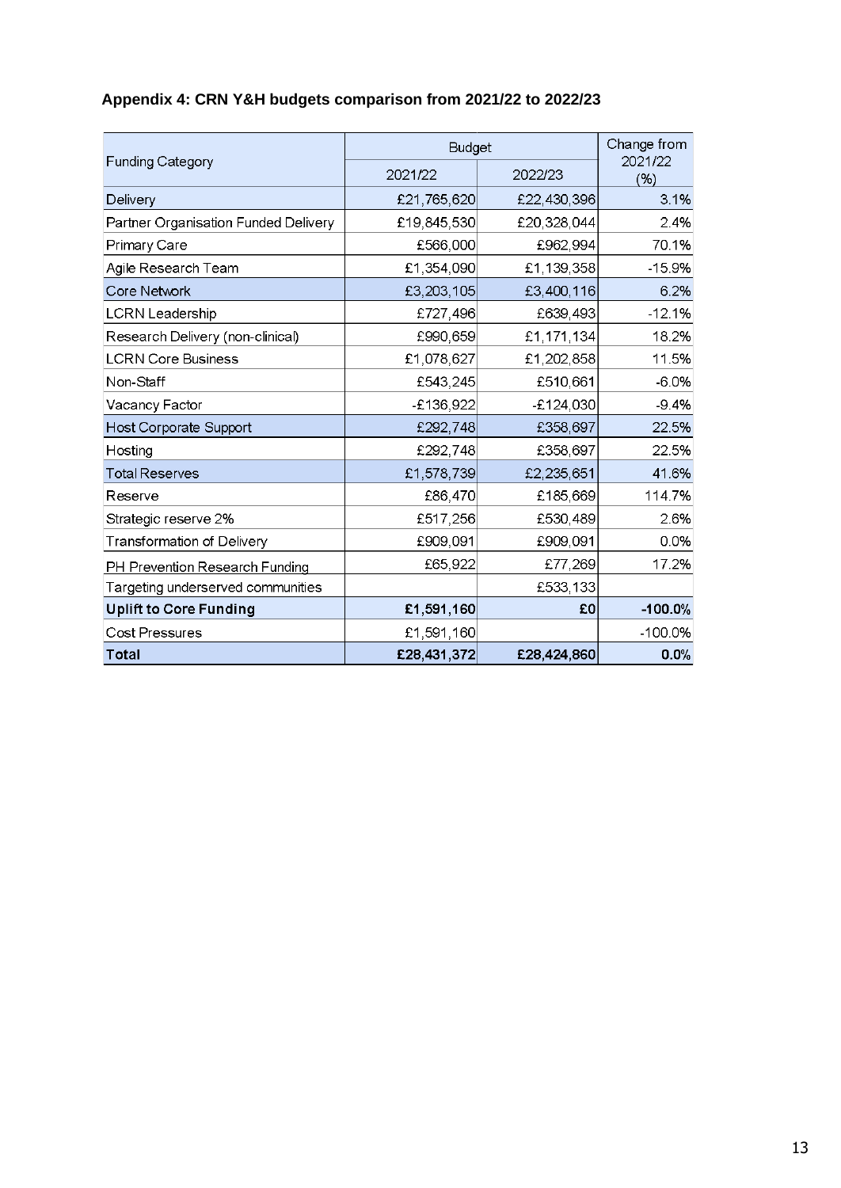## Appendix 4: CRN Y&H budgets comparison from 2021/22 to 2022/23

| Funding Category | Budget | | Change from 2021/22 (%) |
|---|---|---|---|
| | 2021/22 | 2022/23 | |
| Delivery | £21,765,620 | £22,430,396 | 3.1% |
| Partner Organisation Funded Delivery | £19,845,530 | £20,328,044 | 2.4% |
| Primary Care | £566,000 | £962,994 | 70.1% |
| Agile Research Team | £1,354,090 | £1,139,358 | -15.9% |
| Core Network | £3,203,105 | £3,400,116 | 6.2% |
| LCRN Leadership | £727,496 | £639,493 | -12.1% |
| Research Delivery (non-clinical) | £990,659 | £1,171,134 | 18.2% |
| LCRN Core Business | £1,078,627 | £1,202,858 | 11.5% |
| Non-Staff | £543,245 | £510,661 | -6.0% |
| Vacancy Factor | -£136,922 | -£124,030 | -9.4% |
| Host Corporate Support | £292,748 | £358,697 | 22.5% |
| Hosting | £292,748 | £358,697 | 22.5% |
| Total Reserves | £1,578,739 | £2,235,651 | 41.6% |
| Reserve | £86,470 | £185,669 | 114.7% |
| Strategic reserve 2% | £517,256 | £530,489 | 2.6% |
| Transformation of Delivery | £909,091 | £909,091 | 0.0% |
| PH Prevention Research Funding | £65,922 | £77,269 | 17.2% |
| Targeting underserved communities | | £533,133 | |
| **Uplift to Core Funding** | **£1,591,160** | **£0** | **-100.0%** |
| Cost Pressures | £1,591,160 | | -100.0% |
| **Total** | **£28,431,372** | **£28,424,860** | **0.0%** |